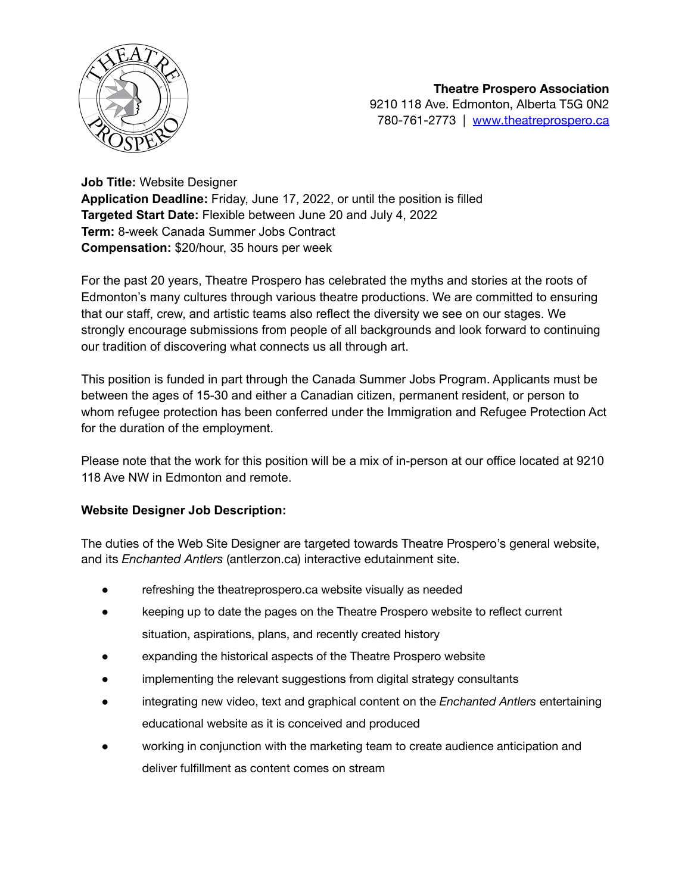**Theatre Prospero Association**
9210 118 Ave. Edmonton, Alberta T5G 0N2
780-761-2773 | [www.theatreprospero.ca](http://www.theatreprospero.ca)

**Job Title:** Website Designer
**Application Deadline:** Friday, June 17, 2022, or until the position is filled
**Targeted Start Date:** Flexible between June 20 and July 4, 2022
**Term:** 8-week Canada Summer Jobs Contract
**Compensation:** $20/hour, 35 hours per week

For the past 20 years, Theatre Prospero has celebrated the myths and stories at the roots of Edmonton's many cultures through various theatre productions. We are committed to ensuring that our staff, crew, and artistic teams also reflect the diversity we see on our stages. We strongly encourage submissions from people of all backgrounds and look forward to continuing our tradition of discovering what connects us all through art.

This position is funded in part through the Canada Summer Jobs Program. Applicants must be between the ages of 15-30 and either a Canadian citizen, permanent resident, or person to whom refugee protection has been conferred under the Immigration and Refugee Protection Act for the duration of the employment.

Please note that the work for this position will be a mix of in-person at our office located at 9210 118 Ave NW in Edmonton and remote.

**Website Designer Job Description:**

The duties of the Web Site Designer are targeted towards Theatre Prospero's general website, and its *Enchanted Antlers* (antlerzon.ca) interactive edutainment site.

- refreshing the theatreprospero.ca website visually as needed
- keeping up to date the pages on the Theatre Prospero website to reflect current situation, aspirations, plans, and recently created history
- expanding the historical aspects of the Theatre Prospero website
- implementing the relevant suggestions from digital strategy consultants
- integrating new video, text and graphical content on the *Enchanted Antlers* entertaining educational website as it is conceived and produced
- working in conjunction with the marketing team to create audience anticipation and deliver fulfillment as content comes on stream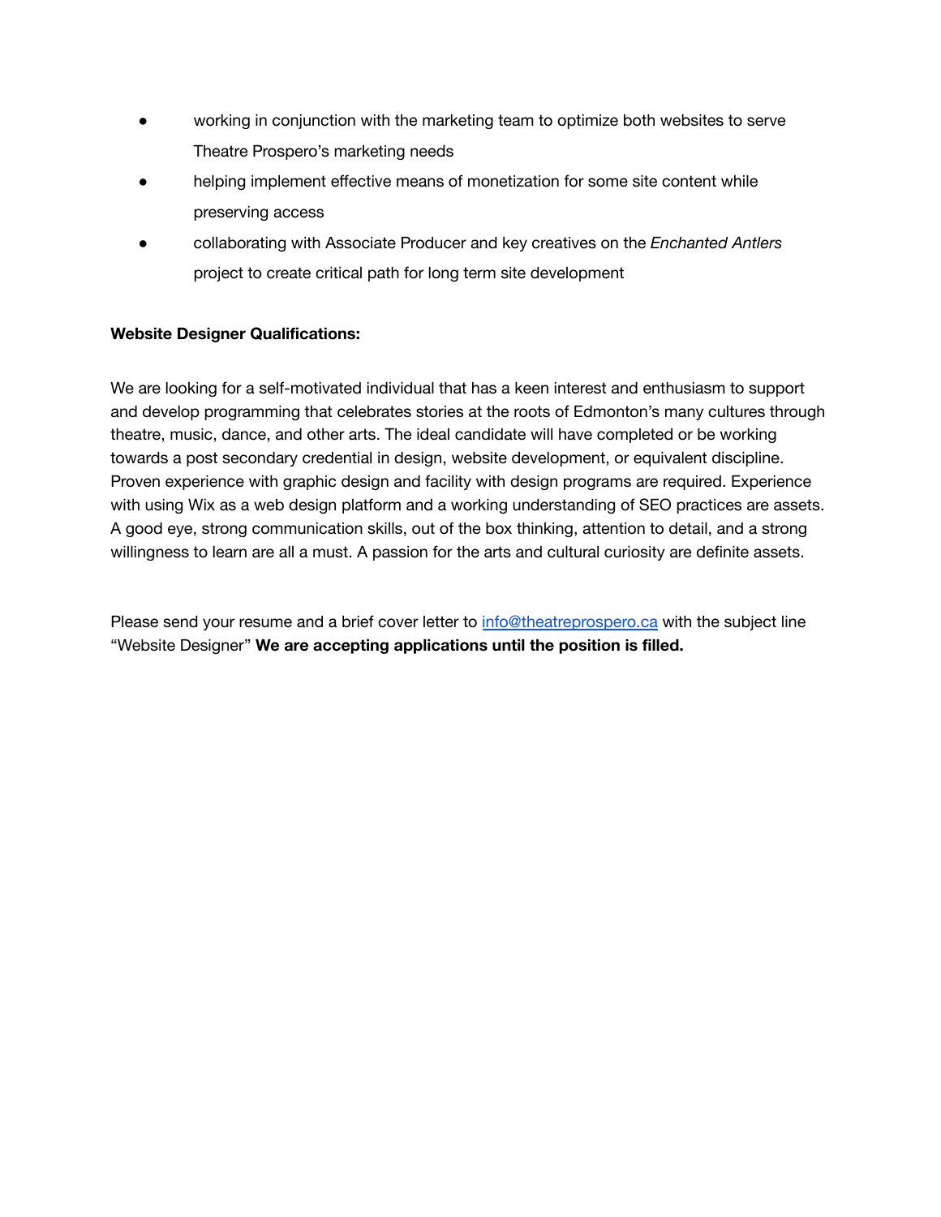- working in conjunction with the marketing team to optimize both websites to serve Theatre Prospero's marketing needs
- helping implement effective means of monetization for some site content while preserving access
- collaborating with Associate Producer and key creatives on the *Enchanted Antlers* project to create critical path for long term site development

**Website Designer Qualifications:**

We are looking for a self-motivated individual that has a keen interest and enthusiasm to support and develop programming that celebrates stories at the roots of Edmonton's many cultures through theatre, music, dance, and other arts. The ideal candidate will have completed or be working towards a post secondary credential in design, website development, or equivalent discipline. Proven experience with graphic design and facility with design programs are required. Experience with using Wix as a web design platform and a working understanding of SEO practices are assets. A good eye, strong communication skills, out of the box thinking, attention to detail, and a strong willingness to learn are all a must. A passion for the arts and cultural curiosity are definite assets.

Please send your resume and a brief cover letter to [info@theatreprospero.ca](mailto:info@theatreprospero.ca) with the subject line "Website Designer" **We are accepting applications until the position is filled.**